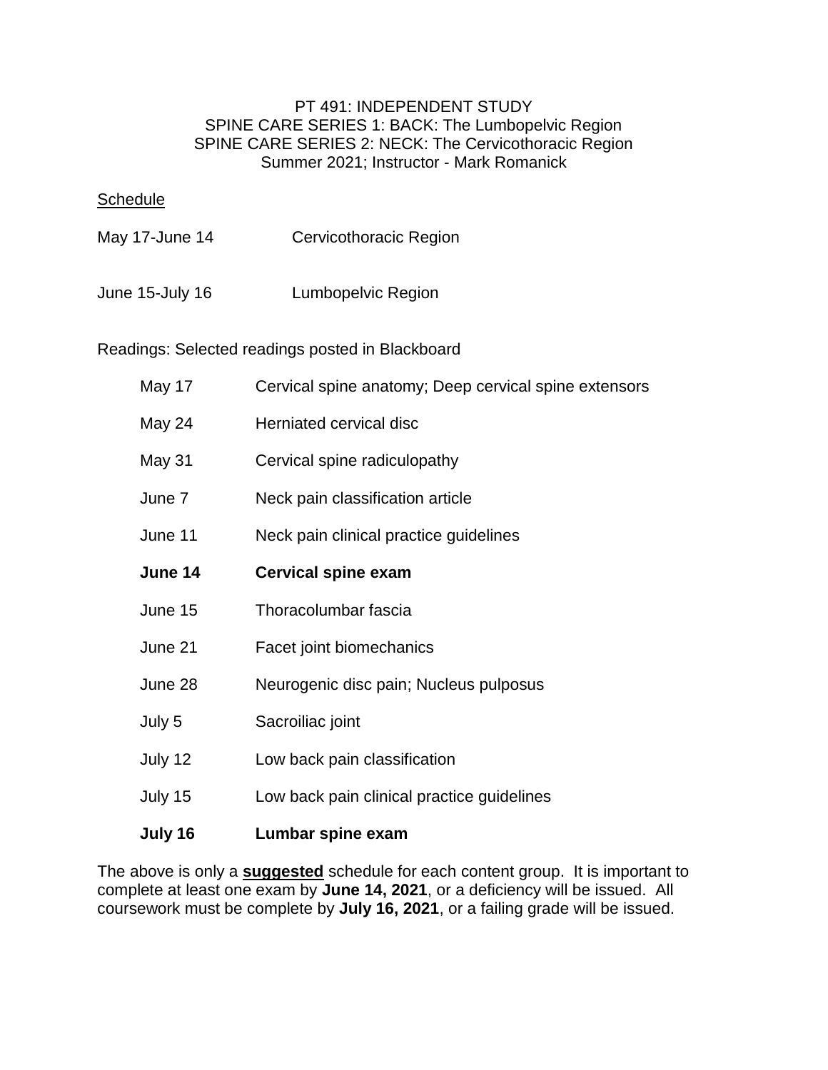# PT 491: INDEPENDENT STUDY
## SPINE CARE SERIES 1: BACK: The Lumbopelvic Region
## SPINE CARE SERIES 2: NECK: The Cervicothoracic Region
Summer 2021; Instructor - Mark Romanick

Schedule

| | |
|---|---|
| May 17-June 14 | Cervicothoracic Region |
| June 15-July 16 | Lumbopelvic Region |

Readings: Selected readings posted in Blackboard

| | |
|---|---|
| May 17 | Cervical spine anatomy; Deep cervical spine extensors |
| May 24 | Herniated cervical disc |
| May 31 | Cervical spine radiculopathy |
| June 7 | Neck pain classification article |
| June 11 | Neck pain clinical practice guidelines |
| **June 14** | **Cervical spine exam** |
| June 15 | Thoracolumbar fascia |
| June 21 | Facet joint biomechanics |
| June 28 | Neurogenic disc pain; Nucleus pulposus |
| July 5 | Sacroiliac joint |
| July 12 | Low back pain classification |
| July 15 | Low back pain clinical practice guidelines |
| **July 16** | **Lumbar spine exam** |

The above is only a **suggested** schedule for each content group. It is important to complete at least one exam by **June 14, 2021**, or a deficiency will be issued. All coursework must be complete by **July 16, 2021**, or a failing grade will be issued.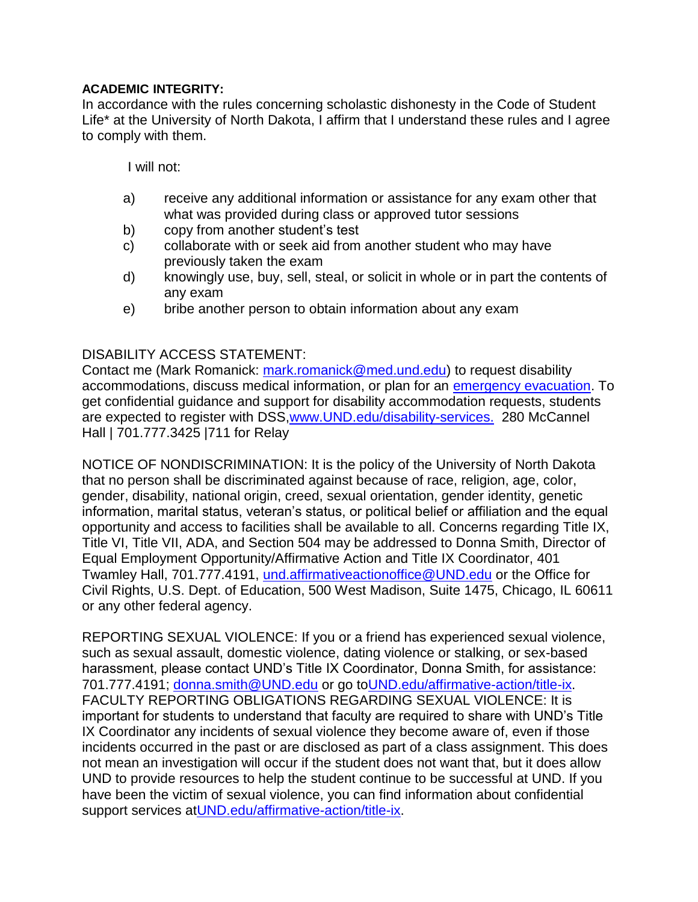**ACADEMIC INTEGRITY:**
In accordance with the rules concerning scholastic dishonesty in the Code of Student Life* at the University of North Dakota, I affirm that I understand these rules and I agree to comply with them.

I will not:

a) receive any additional information or assistance for any exam other that what was provided during class or approved tutor sessions
b) copy from another student's test
c) collaborate with or seek aid from another student who may have previously taken the exam
d) knowingly use, buy, sell, steal, or solicit in whole or in part the contents of any exam
e) bribe another person to obtain information about any exam

DISABILITY ACCESS STATEMENT:
Contact me (Mark Romanick: [mark.romanick@med.und.edu](mailto:mark.romanick@med.und.edu)) to request disability accommodations, discuss medical information, or plan for an [emergency evacuation](). To get confidential guidance and support for disability accommodation requests, students are expected to register with DSS,[www.UND.edu/disability-services.](http://www.UND.edu/disability-services) 280 McCannel Hall | 701.777.3425 |711 for Relay

NOTICE OF NONDISCRIMINATION: It is the policy of the University of North Dakota that no person shall be discriminated against because of race, religion, age, color, gender, disability, national origin, creed, sexual orientation, gender identity, genetic information, marital status, veteran's status, or political belief or affiliation and the equal opportunity and access to facilities shall be available to all. Concerns regarding Title IX, Title VI, Title VII, ADA, and Section 504 may be addressed to Donna Smith, Director of Equal Employment Opportunity/Affirmative Action and Title IX Coordinator, 401 Twamley Hall, 701.777.4191, [und.affirmativeactionoffice@UND.edu](mailto:und.affirmativeactionoffice@UND.edu) or the Office for Civil Rights, U.S. Dept. of Education, 500 West Madison, Suite 1475, Chicago, IL 60611 or any other federal agency.

REPORTING SEXUAL VIOLENCE: If you or a friend has experienced sexual violence, such as sexual assault, domestic violence, dating violence or stalking, or sex-based harassment, please contact UND's Title IX Coordinator, Donna Smith, for assistance: 701.777.4191; [donna.smith@UND.edu](mailto:donna.smith@UND.edu) or go to[UND.edu/affirmative-action/title-ix](http://UND.edu/affirmative-action/title-ix).
FACULTY REPORTING OBLIGATIONS REGARDING SEXUAL VIOLENCE: It is important for students to understand that faculty are required to share with UND's Title IX Coordinator any incidents of sexual violence they become aware of, even if those incidents occurred in the past or are disclosed as part of a class assignment. This does not mean an investigation will occur if the student does not want that, but it does allow UND to provide resources to help the student continue to be successful at UND. If you have been the victim of sexual violence, you can find information about confidential support services at[UND.edu/affirmative-action/title-ix](http://UND.edu/affirmative-action/title-ix).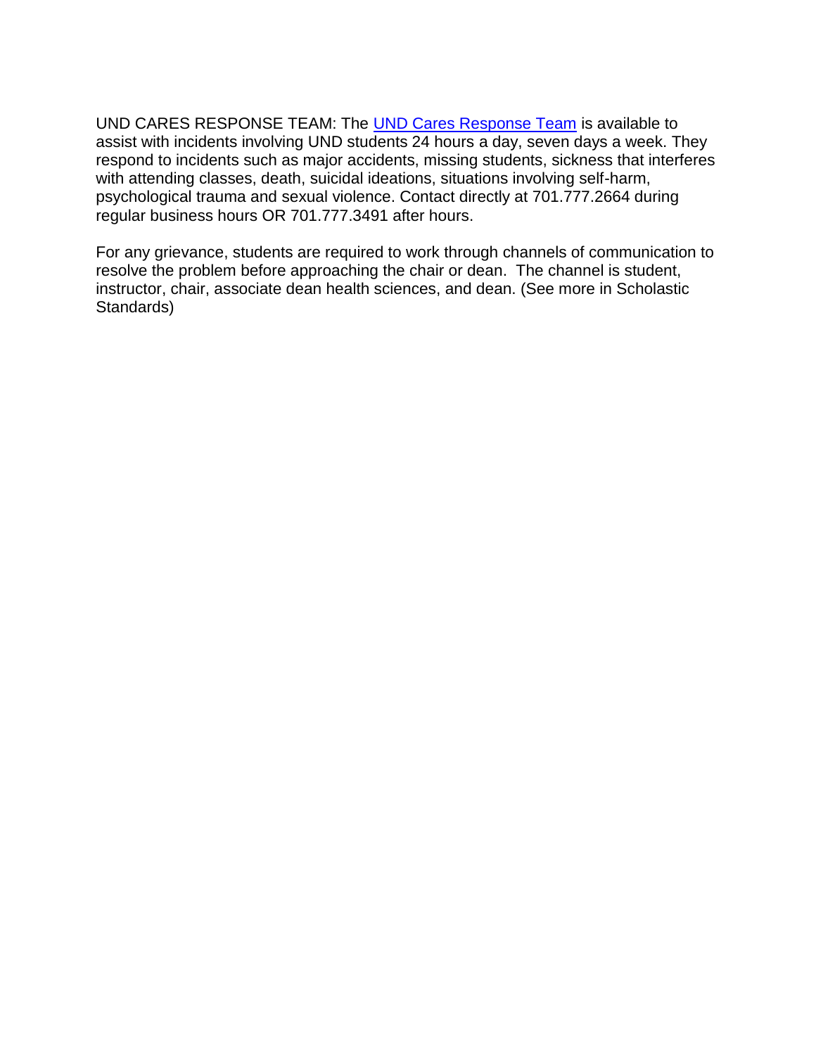UND CARES RESPONSE TEAM: The UND Cares Response Team is available to assist with incidents involving UND students 24 hours a day, seven days a week. They respond to incidents such as major accidents, missing students, sickness that interferes with attending classes, death, suicidal ideations, situations involving self-harm, psychological trauma and sexual violence. Contact directly at 701.777.2664 during regular business hours OR 701.777.3491 after hours.

For any grievance, students are required to work through channels of communication to resolve the problem before approaching the chair or dean. The channel is student, instructor, chair, associate dean health sciences, and dean. (See more in Scholastic Standards)